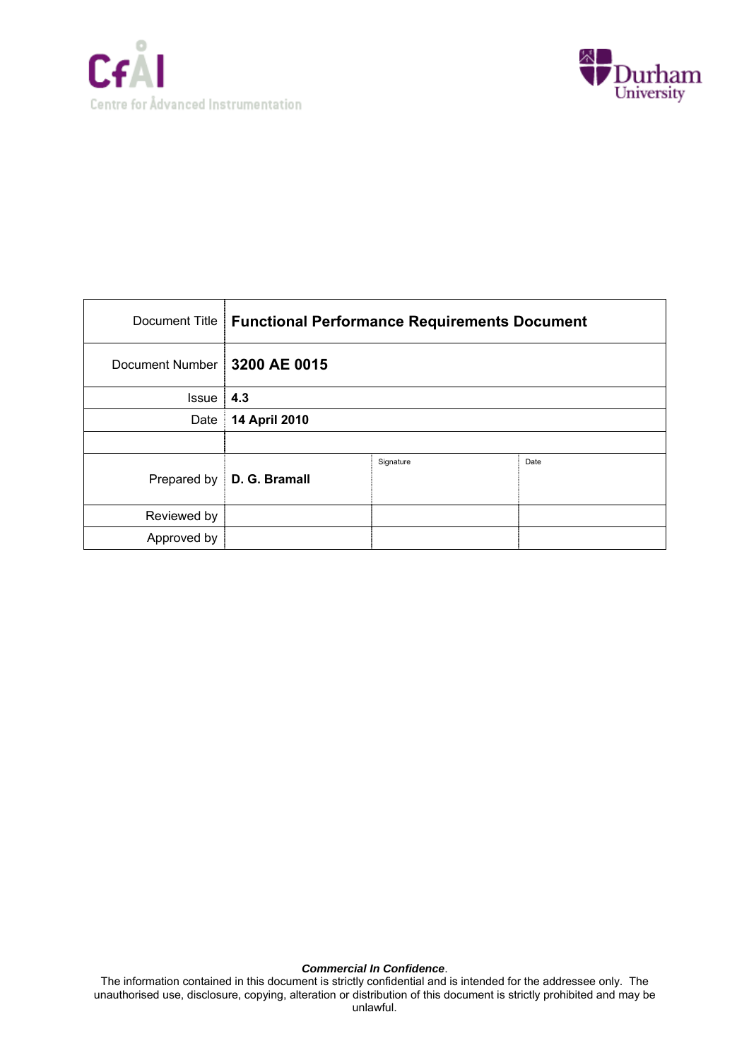CfAI

Centre for Advanced Instrumentation

Durham University

| Document Title | Functional Performance Requirements Document | | |
|---|---|---|---|
| Document Number | **3200 AE 0015** | | |
| Issue | **4.3** | | |
| Date | **14 April 2010** | | |
| | | | |
| Prepared by | **D. G. Bramall** | Signature | Date |
| Reviewed by | | | |
| Approved by | | | |

***Commercial In Confidence***.
The information contained in this document is strictly confidential and is intended for the addressee only. The unauthorised use, disclosure, copying, alteration or distribution of this document is strictly prohibited and may be unlawful.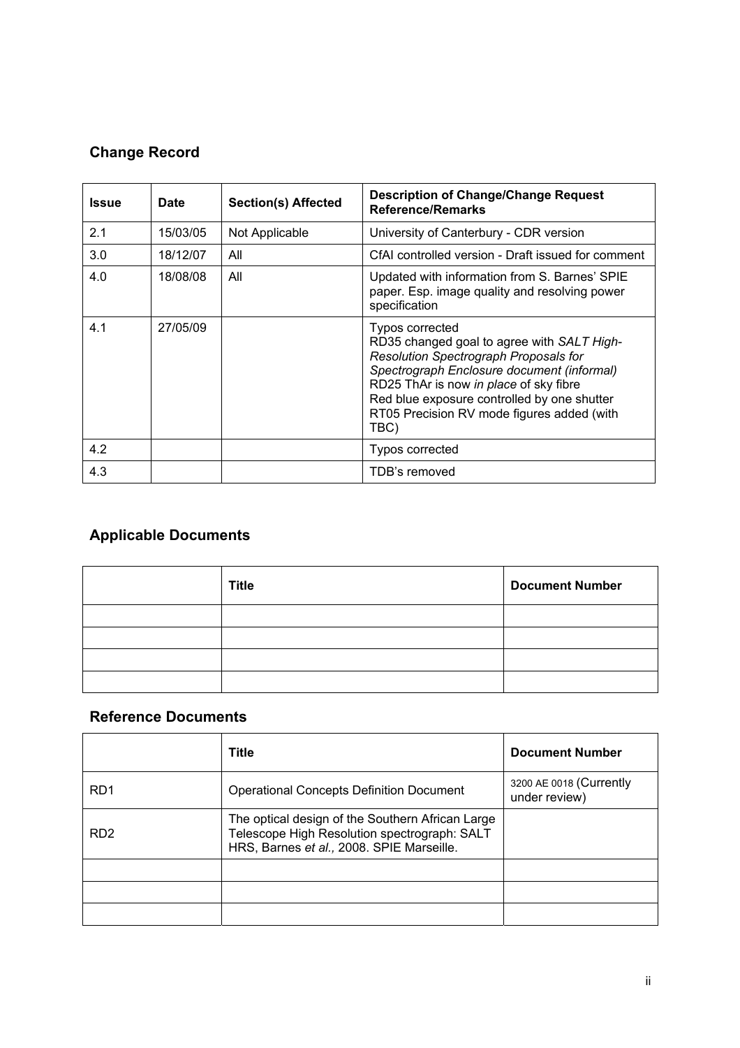## Change Record

| Issue | Date | Section(s) Affected | Description of Change/Change Request Reference/Remarks |
|---|---|---|---|
| 2.1 | 15/03/05 | Not Applicable | University of Canterbury - CDR version |
| 3.0 | 18/12/07 | All | CfAI controlled version - Draft issued for comment |
| 4.0 | 18/08/08 | All | Updated with information from S. Barnes' SPIE paper. Esp. image quality and resolving power specification |
| 4.1 | 27/05/09 | | Typos corrected<br>RD35 changed goal to agree with *SALT High-Resolution Spectrograph Proposals for Spectrograph Enclosure document (informal)*<br>RD25 ThAr is now *in place* of sky fibre<br>Red blue exposure controlled by one shutter<br>RT05 Precision RV mode figures added (with TBC) |
| 4.2 | | | Typos corrected |
| 4.3 | | | TDB's removed |

## Applicable Documents

| | Title | Document Number |
|---|---|---|
| | | |
| | | |
| | | |
| | | |

## Reference Documents

| | Title | Document Number |
|---|---|---|
| RD1 | Operational Concepts Definition Document | 3200 AE 0018 (Currently under review) |
| RD2 | The optical design of the Southern African Large Telescope High Resolution spectrograph: SALT HRS, Barnes *et al.,* 2008. SPIE Marseille. | |
| | | |
| | | |
| | | |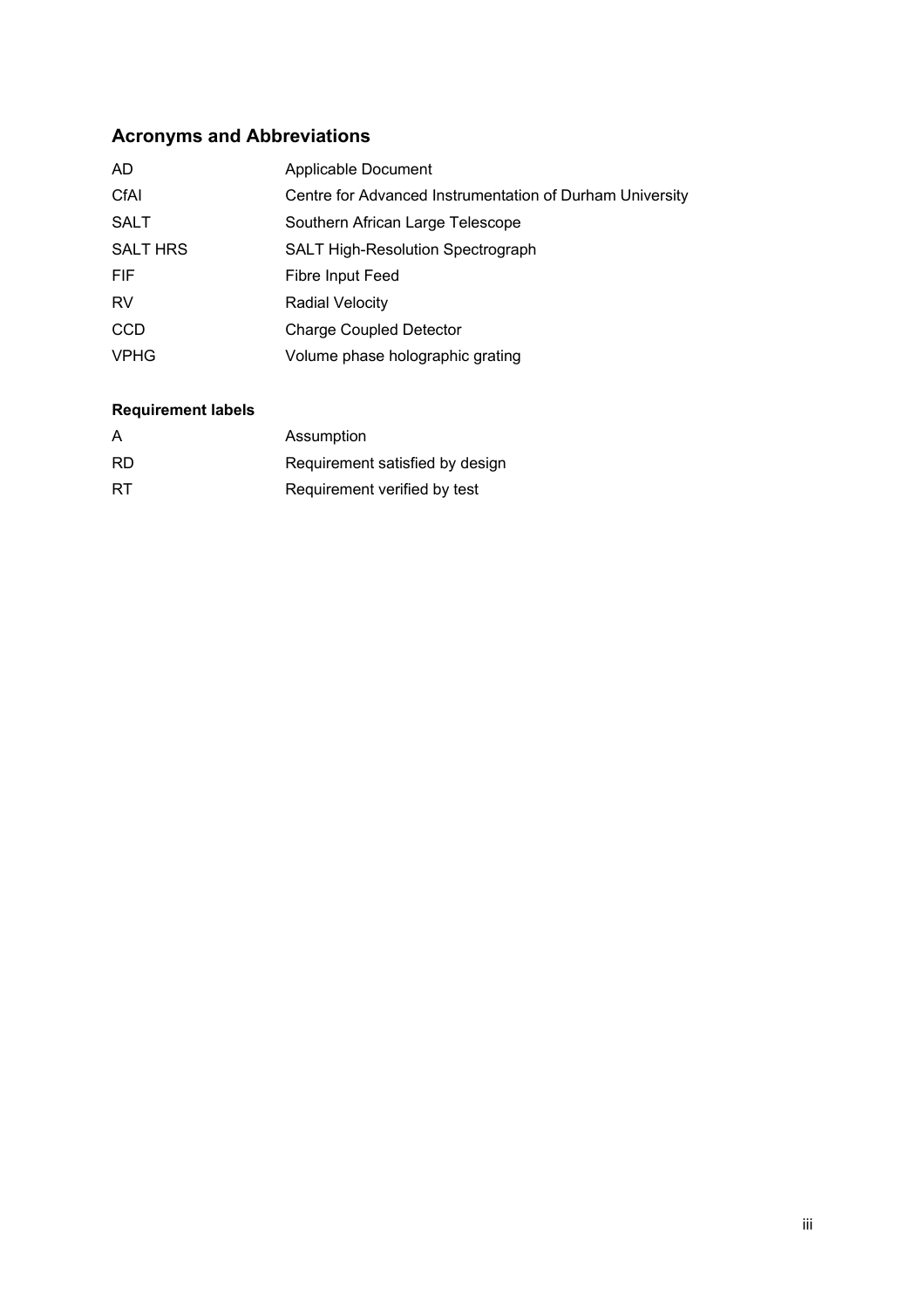## Acronyms and Abbreviations

| | |
|---|---|
| AD | Applicable Document |
| CfAI | Centre for Advanced Instrumentation of Durham University |
| SALT | Southern African Large Telescope |
| SALT HRS | SALT High-Resolution Spectrograph |
| FIF | Fibre Input Feed |
| RV | Radial Velocity |
| CCD | Charge Coupled Detector |
| VPHG | Volume phase holographic grating |

**Requirement labels**

| | |
|---|---|
| A | Assumption |
| RD | Requirement satisfied by design |
| RT | Requirement verified by test |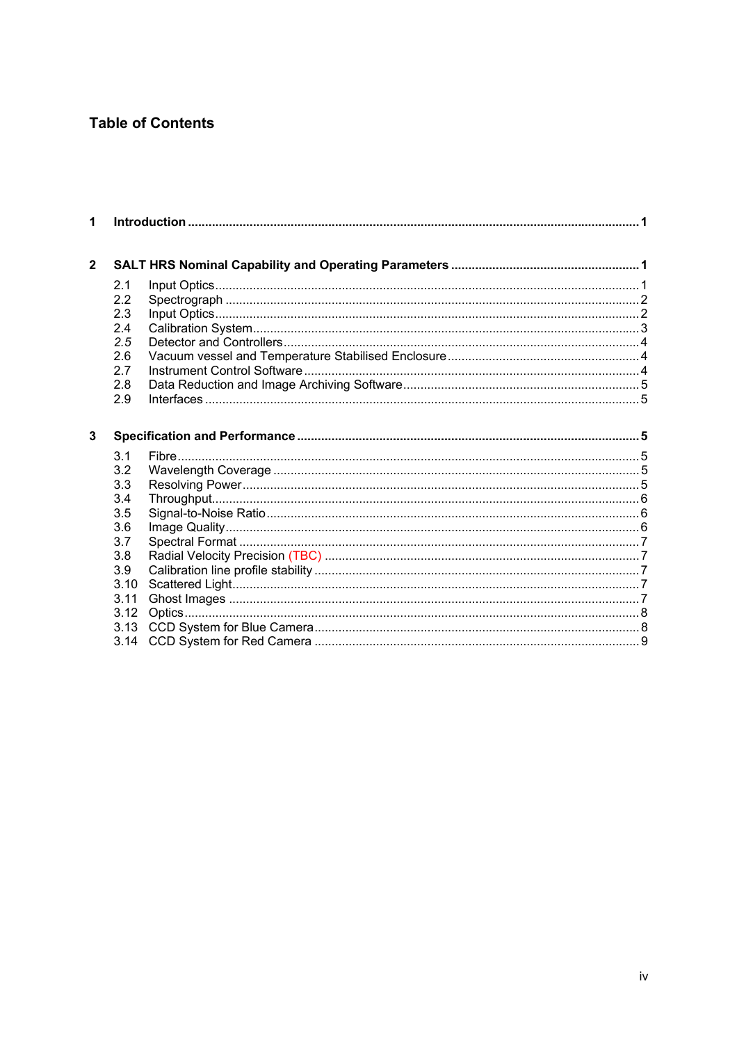# Table of Contents

**1 Introduction ........................................................................................................................................ 1**

**2 SALT HRS Nominal Capability and Operating Parameters ....................................................... 1**

2.1 Input Optics........................................................................................................................... 1
2.2 Spectrograph ........................................................................................................................ 2
2.3 Input Optics........................................................................................................................... 2
2.4 Calibration System................................................................................................................ 3
2.5 Detector and Controllers....................................................................................................... 4
2.6 Vacuum vessel and Temperature Stabilised Enclosure........................................................ 4
2.7 Instrument Control Software ................................................................................................. 4
2.8 Data Reduction and Image Archiving Software..................................................................... 5
2.9 Interfaces .............................................................................................................................. 5

**3 Specification and Performance .................................................................................................. 5**

3.1 Fibre...................................................................................................................................... 5
3.2 Wavelength Coverage .......................................................................................................... 5
3.3 Resolving Power................................................................................................................... 5
3.4 Throughput............................................................................................................................ 6
3.5 Signal-to-Noise Ratio............................................................................................................ 6
3.6 Image Quality........................................................................................................................ 6
3.7 Spectral Format .................................................................................................................... 7
3.8 Radial Velocity Precision (TBC) ........................................................................................... 7
3.9 Calibration line profile stability .............................................................................................. 7
3.10 Scattered Light...................................................................................................................... 7
3.11 Ghost Images ....................................................................................................................... 7
3.12 Optics.................................................................................................................................... 8
3.13 CCD System for Blue Camera.............................................................................................. 8
3.14 CCD System for Red Camera .............................................................................................. 9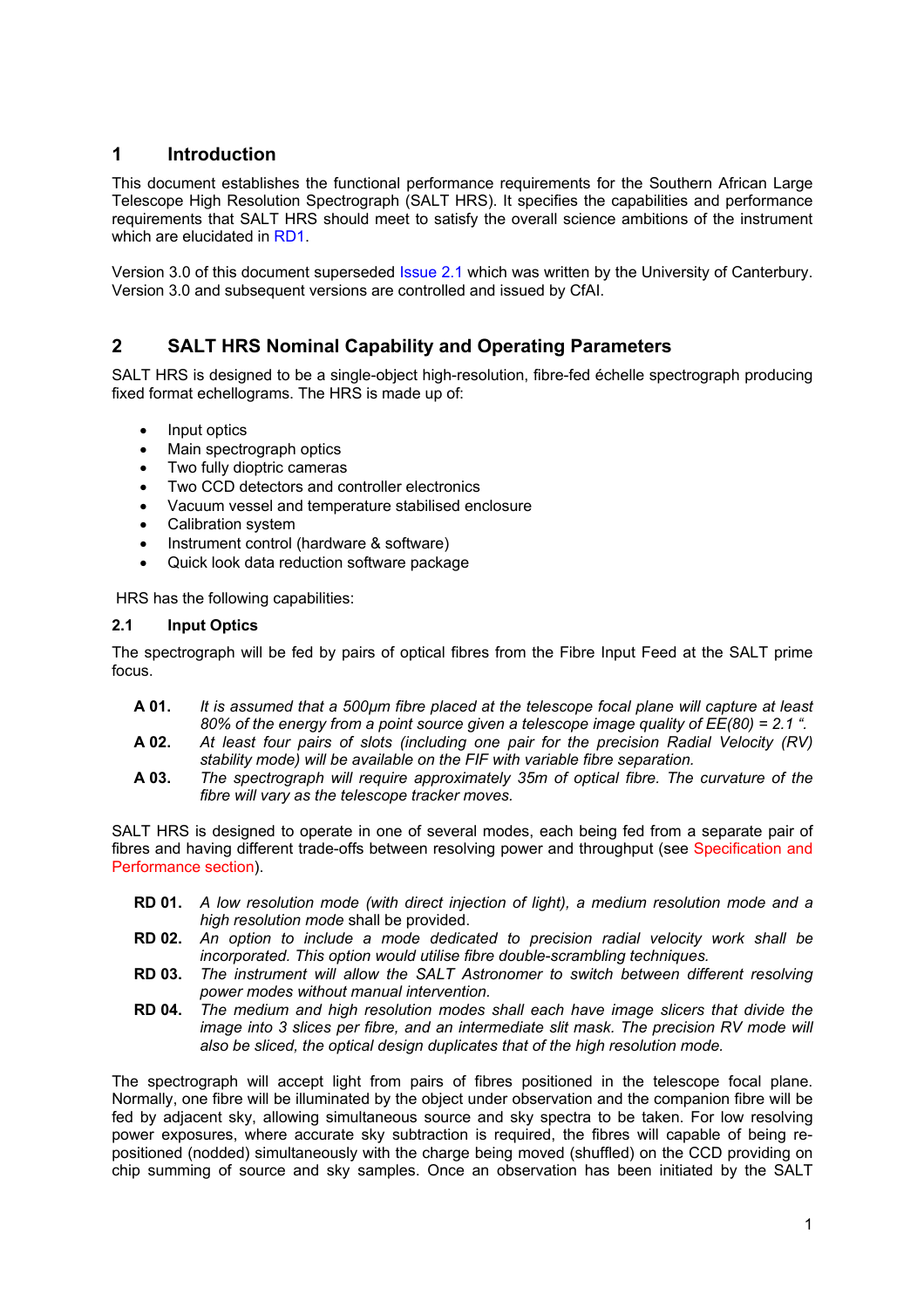# 1 Introduction

This document establishes the functional performance requirements for the Southern African Large Telescope High Resolution Spectrograph (SALT HRS). It specifies the capabilities and performance requirements that SALT HRS should meet to satisfy the overall science ambitions of the instrument which are elucidated in RD1.

Version 3.0 of this document superseded Issue 2.1 which was written by the University of Canterbury. Version 3.0 and subsequent versions are controlled and issued by CfAI.

# 2 SALT HRS Nominal Capability and Operating Parameters

SALT HRS is designed to be a single-object high-resolution, fibre-fed échelle spectrograph producing fixed format echellograms. The HRS is made up of:

- Input optics
- Main spectrograph optics
- Two fully dioptric cameras
- Two CCD detectors and controller electronics
- Vacuum vessel and temperature stabilised enclosure
- Calibration system
- Instrument control (hardware & software)
- Quick look data reduction software package

HRS has the following capabilities:

## 2.1 Input Optics

The spectrograph will be fed by pairs of optical fibres from the Fibre Input Feed at the SALT prime focus.

**A 01.** *It is assumed that a 500µm fibre placed at the telescope focal plane will capture at least 80% of the energy from a point source given a telescope image quality of EE(80) = 2.1 ".*

**A 02.** *At least four pairs of slots (including one pair for the precision Radial Velocity (RV) stability mode) will be available on the FIF with variable fibre separation.*

**A 03.** *The spectrograph will require approximately 35m of optical fibre. The curvature of the fibre will vary as the telescope tracker moves.*

SALT HRS is designed to operate in one of several modes, each being fed from a separate pair of fibres and having different trade-offs between resolving power and throughput (see Specification and Performance section).

**RD 01.** *A low resolution mode (with direct injection of light), a medium resolution mode and a high resolution mode* shall be provided.

**RD 02.** *An option to include a mode dedicated to precision radial velocity work shall be incorporated. This option would utilise fibre double-scrambling techniques.*

**RD 03.** *The instrument will allow the SALT Astronomer to switch between different resolving power modes without manual intervention.*

**RD 04.** *The medium and high resolution modes shall each have image slicers that divide the image into 3 slices per fibre, and an intermediate slit mask. The precision RV mode will also be sliced, the optical design duplicates that of the high resolution mode.*

The spectrograph will accept light from pairs of fibres positioned in the telescope focal plane. Normally, one fibre will be illuminated by the object under observation and the companion fibre will be fed by adjacent sky, allowing simultaneous source and sky spectra to be taken. For low resolving power exposures, where accurate sky subtraction is required, the fibres will capable of being re-positioned (nodded) simultaneously with the charge being moved (shuffled) on the CCD providing on chip summing of source and sky samples. Once an observation has been initiated by the SALT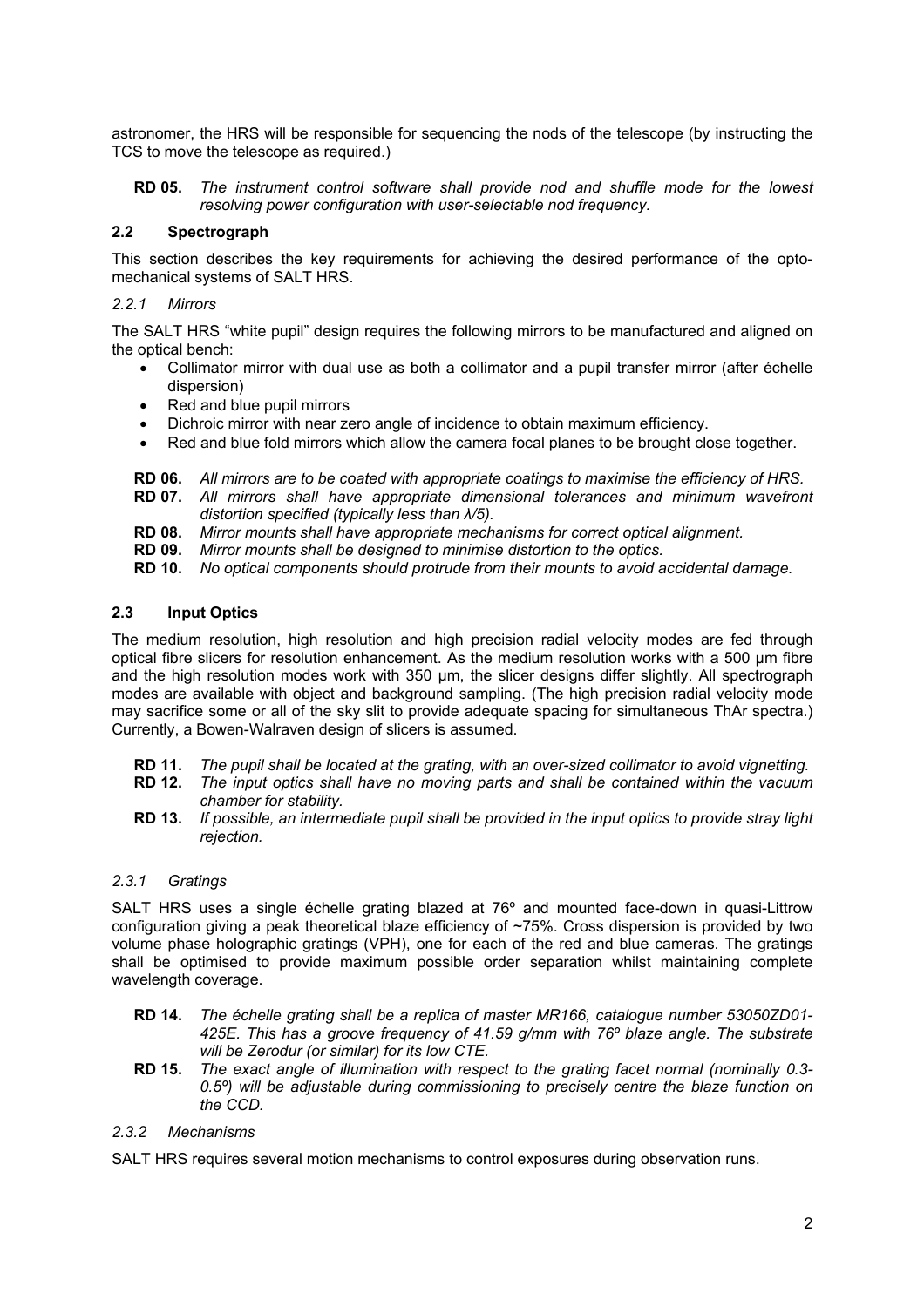astronomer, the HRS will be responsible for sequencing the nods of the telescope (by instructing the TCS to move the telescope as required.)

- **RD 05.** *The instrument control software shall provide nod and shuffle mode for the lowest resolving power configuration with user-selectable nod frequency.*

## 2.2 Spectrograph

This section describes the key requirements for achieving the desired performance of the opto-mechanical systems of SALT HRS.

### *2.2.1 Mirrors*

The SALT HRS "white pupil" design requires the following mirrors to be manufactured and aligned on the optical bench:

- Collimator mirror with dual use as both a collimator and a pupil transfer mirror (after échelle dispersion)
- Red and blue pupil mirrors
- Dichroic mirror with near zero angle of incidence to obtain maximum efficiency.
- Red and blue fold mirrors which allow the camera focal planes to be brought close together.

- **RD 06.** *All mirrors are to be coated with appropriate coatings to maximise the efficiency of HRS.*
- **RD 07.** *All mirrors shall have appropriate dimensional tolerances and minimum wavefront distortion specified (typically less than $\lambda/5$).*
- **RD 08.** *Mirror mounts shall have appropriate mechanisms for correct optical alignment.*
- **RD 09.** *Mirror mounts shall be designed to minimise distortion to the optics.*
- **RD 10.** *No optical components should protrude from their mounts to avoid accidental damage.*

## 2.3 Input Optics

The medium resolution, high resolution and high precision radial velocity modes are fed through optical fibre slicers for resolution enhancement. As the medium resolution works with a 500 µm fibre and the high resolution modes work with 350 µm, the slicer designs differ slightly. All spectrograph modes are available with object and background sampling. (The high precision radial velocity mode may sacrifice some or all of the sky slit to provide adequate spacing for simultaneous ThAr spectra.) Currently, a Bowen-Walraven design of slicers is assumed.

- **RD 11.** *The pupil shall be located at the grating, with an over-sized collimator to avoid vignetting.*
- **RD 12.** *The input optics shall have no moving parts and shall be contained within the vacuum chamber for stability.*
- **RD 13.** *If possible, an intermediate pupil shall be provided in the input optics to provide stray light rejection.*

### *2.3.1 Gratings*

SALT HRS uses a single échelle grating blazed at 76º and mounted face-down in quasi-Littrow configuration giving a peak theoretical blaze efficiency of ~75%. Cross dispersion is provided by two volume phase holographic gratings (VPH), one for each of the red and blue cameras. The gratings shall be optimised to provide maximum possible order separation whilst maintaining complete wavelength coverage.

- **RD 14.** *The échelle grating shall be a replica of master MR166, catalogue number 53050ZD01-425E. This has a groove frequency of 41.59 g/mm with 76º blaze angle. The substrate will be Zerodur (or similar) for its low CTE.*
- **RD 15.** *The exact angle of illumination with respect to the grating facet normal (nominally 0.3-0.5º) will be adjustable during commissioning to precisely centre the blaze function on the CCD.*

### *2.3.2 Mechanisms*

SALT HRS requires several motion mechanisms to control exposures during observation runs.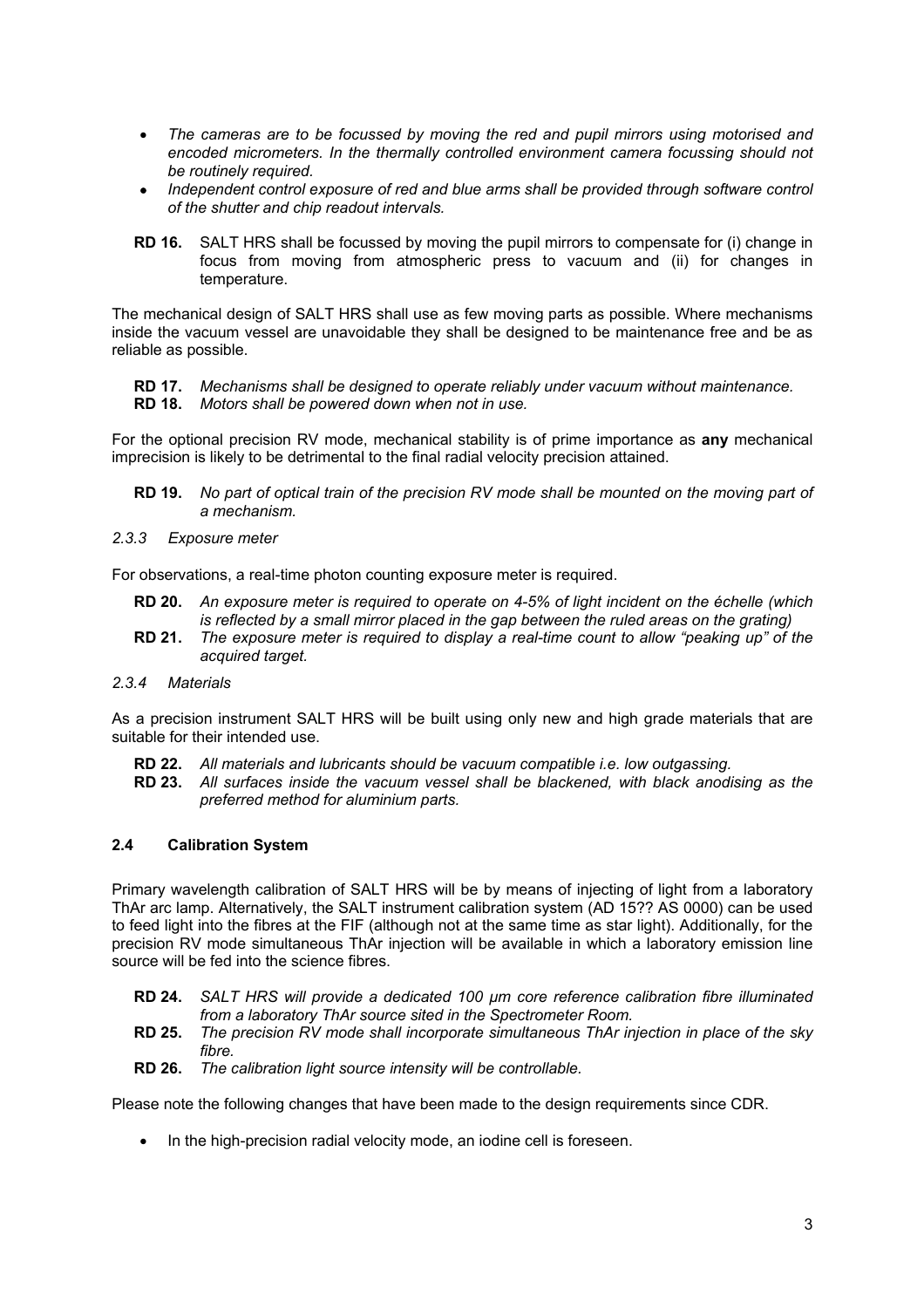- *The cameras are to be focussed by moving the red and pupil mirrors using motorised and encoded micrometers. In the thermally controlled environment camera focussing should not be routinely required.*
- *Independent control exposure of red and blue arms shall be provided through software control of the shutter and chip readout intervals.*

**RD 16.** SALT HRS shall be focussed by moving the pupil mirrors to compensate for (i) change in focus from moving from atmospheric press to vacuum and (ii) for changes in temperature.

The mechanical design of SALT HRS shall use as few moving parts as possible. Where mechanisms inside the vacuum vessel are unavoidable they shall be designed to be maintenance free and be as reliable as possible.

**RD 17.** *Mechanisms shall be designed to operate reliably under vacuum without maintenance.*
**RD 18.** *Motors shall be powered down when not in use.*

For the optional precision RV mode, mechanical stability is of prime importance as **any** mechanical imprecision is likely to be detrimental to the final radial velocity precision attained.

**RD 19.** *No part of optical train of the precision RV mode shall be mounted on the moving part of a mechanism.*

*2.3.3 Exposure meter*

For observations, a real-time photon counting exposure meter is required.

**RD 20.** *An exposure meter is required to operate on 4-5% of light incident on the échelle (which is reflected by a small mirror placed in the gap between the ruled areas on the grating)*
**RD 21.** *The exposure meter is required to display a real-time count to allow "peaking up" of the acquired target.*

*2.3.4 Materials*

As a precision instrument SALT HRS will be built using only new and high grade materials that are suitable for their intended use.

**RD 22.** *All materials and lubricants should be vacuum compatible i.e. low outgassing.*
**RD 23.** *All surfaces inside the vacuum vessel shall be blackened, with black anodising as the preferred method for aluminium parts.*

### 2.4 Calibration System

Primary wavelength calibration of SALT HRS will be by means of injecting of light from a laboratory ThAr arc lamp. Alternatively, the SALT instrument calibration system (AD 15?? AS 0000) can be used to feed light into the fibres at the FIF (although not at the same time as star light). Additionally, for the precision RV mode simultaneous ThAr injection will be available in which a laboratory emission line source will be fed into the science fibres.

**RD 24.** *SALT HRS will provide a dedicated 100 µm core reference calibration fibre illuminated from a laboratory ThAr source sited in the Spectrometer Room.*
**RD 25.** *The precision RV mode shall incorporate simultaneous ThAr injection in place of the sky fibre.*
**RD 26.** *The calibration light source intensity will be controllable.*

Please note the following changes that have been made to the design requirements since CDR.

- In the high-precision radial velocity mode, an iodine cell is foreseen.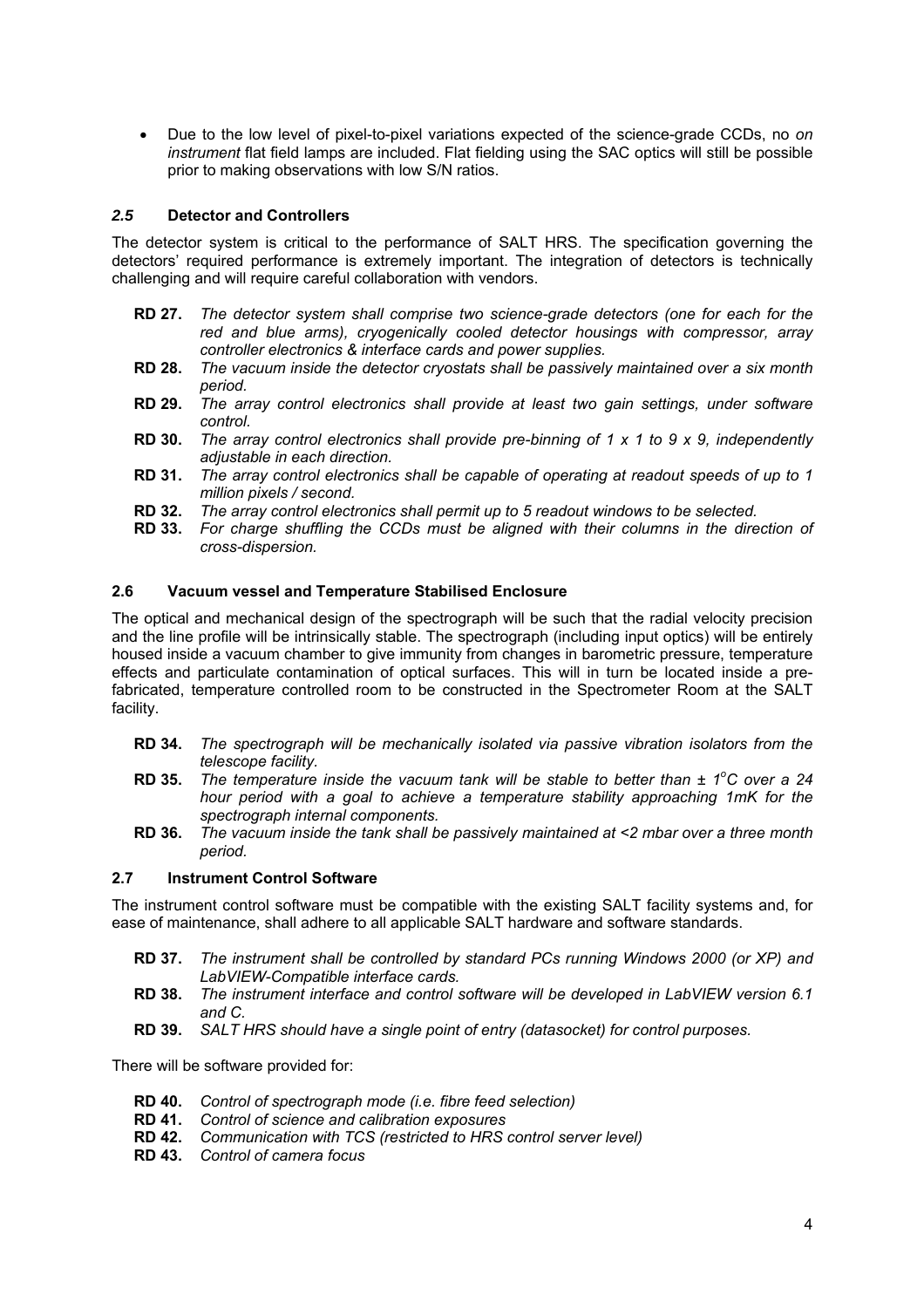- Due to the low level of pixel-to-pixel variations expected of the science-grade CCDs, no *on instrument* flat field lamps are included. Flat fielding using the SAC optics will still be possible prior to making observations with low S/N ratios.

## *2.5* Detector and Controllers

The detector system is critical to the performance of SALT HRS. The specification governing the detectors' required performance is extremely important. The integration of detectors is technically challenging and will require careful collaboration with vendors.

- **RD 27.** *The detector system shall comprise two science-grade detectors (one for each for the red and blue arms), cryogenically cooled detector housings with compressor, array controller electronics & interface cards and power supplies.*
- **RD 28.** *The vacuum inside the detector cryostats shall be passively maintained over a six month period.*
- **RD 29.** *The array control electronics shall provide at least two gain settings, under software control.*
- **RD 30.** *The array control electronics shall provide pre-binning of 1 x 1 to 9 x 9, independently adjustable in each direction.*
- **RD 31.** *The array control electronics shall be capable of operating at readout speeds of up to 1 million pixels / second.*
- **RD 32.** *The array control electronics shall permit up to 5 readout windows to be selected.*
- **RD 33.** *For charge shuffling the CCDs must be aligned with their columns in the direction of cross-dispersion.*

## 2.6 Vacuum vessel and Temperature Stabilised Enclosure

The optical and mechanical design of the spectrograph will be such that the radial velocity precision and the line profile will be intrinsically stable. The spectrograph (including input optics) will be entirely housed inside a vacuum chamber to give immunity from changes in barometric pressure, temperature effects and particulate contamination of optical surfaces. This will in turn be located inside a pre-fabricated, temperature controlled room to be constructed in the Spectrometer Room at the SALT facility.

- **RD 34.** *The spectrograph will be mechanically isolated via passive vibration isolators from the telescope facility.*
- **RD 35.** *The temperature inside the vacuum tank will be stable to better than ± 1°C over a 24 hour period with a goal to achieve a temperature stability approaching 1mK for the spectrograph internal components.*
- **RD 36.** *The vacuum inside the tank shall be passively maintained at <2 mbar over a three month period.*

## 2.7 Instrument Control Software

The instrument control software must be compatible with the existing SALT facility systems and, for ease of maintenance, shall adhere to all applicable SALT hardware and software standards.

- **RD 37.** *The instrument shall be controlled by standard PCs running Windows 2000 (or XP) and LabVIEW-Compatible interface cards.*
- **RD 38.** *The instrument interface and control software will be developed in LabVIEW version 6.1 and C.*
- **RD 39.** *SALT HRS should have a single point of entry (datasocket) for control purposes.*

There will be software provided for:

- **RD 40.** *Control of spectrograph mode (i.e. fibre feed selection)*
- **RD 41.** *Control of science and calibration exposures*
- **RD 42.** *Communication with TCS (restricted to HRS control server level)*
- **RD 43.** *Control of camera focus*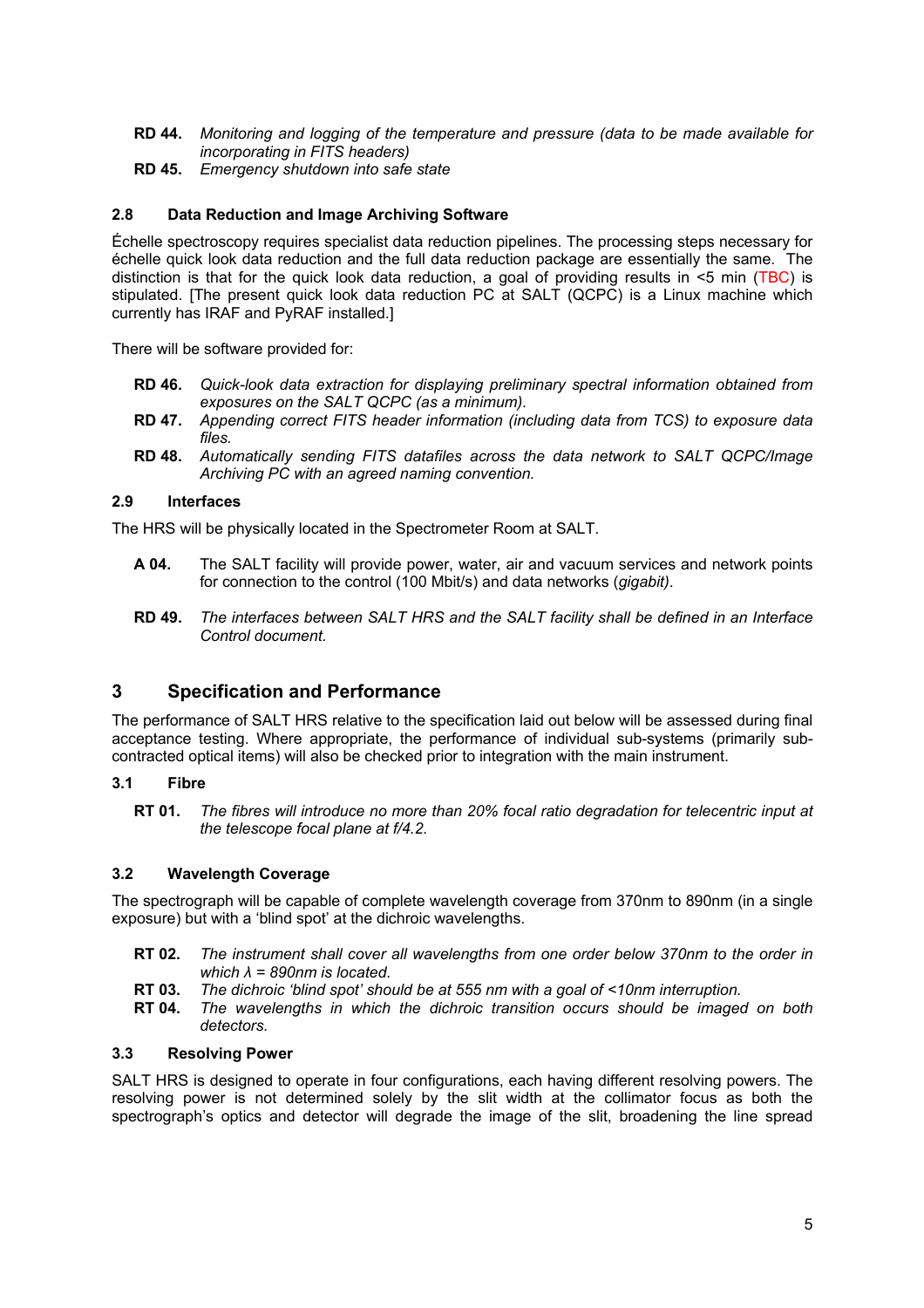**RD 44.** *Monitoring and logging of the temperature and pressure (data to be made available for incorporating in FITS headers)*

**RD 45.** *Emergency shutdown into safe state*

### 2.8 Data Reduction and Image Archiving Software

Échelle spectroscopy requires specialist data reduction pipelines. The processing steps necessary for échelle quick look data reduction and the full data reduction package are essentially the same. The distinction is that for the quick look data reduction, a goal of providing results in <5 min (TBC) is stipulated. [The present quick look data reduction PC at SALT (QCPC) is a Linux machine which currently has IRAF and PyRAF installed.]

There will be software provided for:

**RD 46.** *Quick-look data extraction for displaying preliminary spectral information obtained from exposures on the SALT QCPC (as a minimum).*

**RD 47.** *Appending correct FITS header information (including data from TCS) to exposure data files.*

**RD 48.** *Automatically sending FITS datafiles across the data network to SALT QCPC/Image Archiving PC with an agreed naming convention.*

### 2.9 Interfaces

The HRS will be physically located in the Spectrometer Room at SALT.

**A 04.** The SALT facility will provide power, water, air and vacuum services and network points for connection to the control (100 Mbit/s) and data networks (*gigabit).*

**RD 49.** *The interfaces between SALT HRS and the SALT facility shall be defined in an Interface Control document.*

## 3 Specification and Performance

The performance of SALT HRS relative to the specification laid out below will be assessed during final acceptance testing. Where appropriate, the performance of individual sub-systems (primarily sub-contracted optical items) will also be checked prior to integration with the main instrument.

### 3.1 Fibre

**RT 01.** *The fibres will introduce no more than 20% focal ratio degradation for telecentric input at the telescope focal plane at f/4.2.*

### 3.2 Wavelength Coverage

The spectrograph will be capable of complete wavelength coverage from 370nm to 890nm (in a single exposure) but with a 'blind spot' at the dichroic wavelengths.

**RT 02.** *The instrument shall cover all wavelengths from one order below 370nm to the order in which $\lambda$ = 890nm is located.*

**RT 03.** *The dichroic 'blind spot' should be at 555 nm with a goal of <10nm interruption.*

**RT 04.** *The wavelengths in which the dichroic transition occurs should be imaged on both detectors.*

### 3.3 Resolving Power

SALT HRS is designed to operate in four configurations, each having different resolving powers. The resolving power is not determined solely by the slit width at the collimator focus as both the spectrograph's optics and detector will degrade the image of the slit, broadening the line spread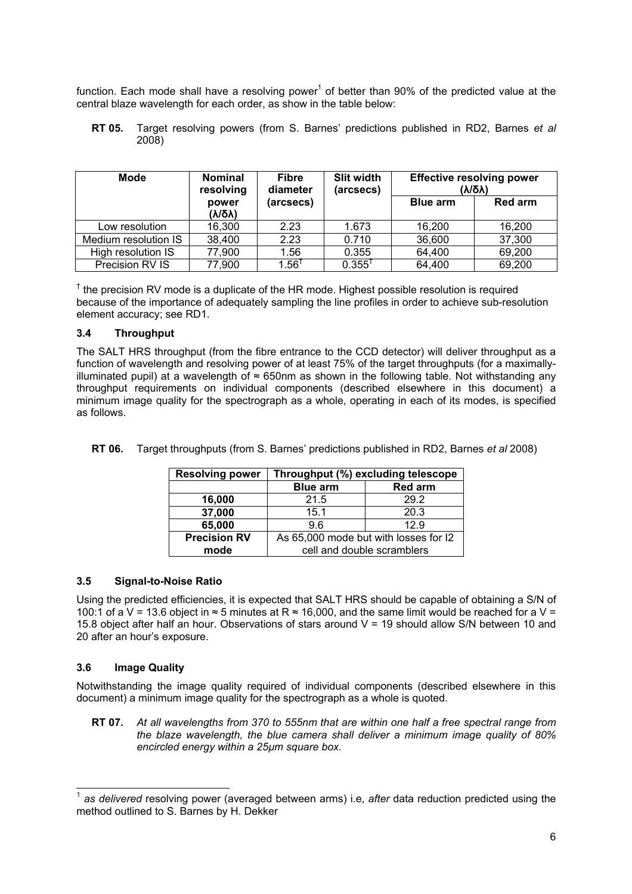function. Each mode shall have a resolving power[1] of better than 90% of the predicted value at the central blaze wavelength for each order, as show in the table below:

**RT 05.** Target resolving powers (from S. Barnes' predictions published in RD2, Barnes *et al* 2008)

| Mode | Nominal resolving power (λ/δλ) | Fibre diameter (arcsecs) | Slit width (arcsecs) | Effective resolving power (λ/δλ) | |
|---|---|---|---|---|---|
| | | | | Blue arm | Red arm |
| Low resolution | 16,300 | 2.23 | 1.673 | 16,200 | 16,200 |
| Medium resolution IS | 38,400 | 2.23 | 0.710 | 36,600 | 37,300 |
| High resolution IS | 77,900 | 1.56 | 0.355 | 64,400 | 69,200 |
| Precision RV IS | 77,900 | 1.56[†] | 0.355[†] | 64,400 | 69,200 |

[†] the precision RV mode is a duplicate of the HR mode. Highest possible resolution is required because of the importance of adequately sampling the line profiles in order to achieve sub-resolution element accuracy; see RD1.

### 3.4 Throughput

The SALT HRS throughput (from the fibre entrance to the CCD detector) will deliver throughput as a function of wavelength and resolving power of at least 75% of the target throughputs (for a maximally-illuminated pupil) at a wavelength of ≈ 650nm as shown in the following table. Not withstanding any throughput requirements on individual components (described elsewhere in this document) a minimum image quality for the spectrograph as a whole, operating in each of its modes, is specified as follows.

**RT 06.** Target throughputs (from S. Barnes' predictions published in RD2, Barnes *et al* 2008)

| Resolving power | Throughput (%) excluding telescope | |
|---|---|---|
| | Blue arm | Red arm |
| **16,000** | 21.5 | 29.2 |
| **37,000** | 15.1 | 20.3 |
| **65,000** | 9.6 | 12.9 |
| **Precision RV mode** | As 65,000 mode but with losses for I2 cell and double scramblers | |

### 3.5 Signal-to-Noise Ratio

Using the predicted efficiencies, it is expected that SALT HRS should be capable of obtaining a S/N of 100:1 of a V = 13.6 object in ≈ 5 minutes at R ≈ 16,000, and the same limit would be reached for a V = 15.8 object after half an hour. Observations of stars around V = 19 should allow S/N between 10 and 20 after an hour's exposure.

### 3.6 Image Quality

Notwithstanding the image quality required of individual components (described elsewhere in this document) a minimum image quality for the spectrograph as a whole is quoted.

**RT 07.** *At all wavelengths from 370 to 555nm that are within one half a free spectral range from the blaze wavelength, the blue camera shall deliver a minimum image quality of 80% encircled energy within a 25μm square box.*

[1] *as delivered* resolving power (averaged between arms) i.e, *after* data reduction predicted using the method outlined to S. Barnes by H. Dekker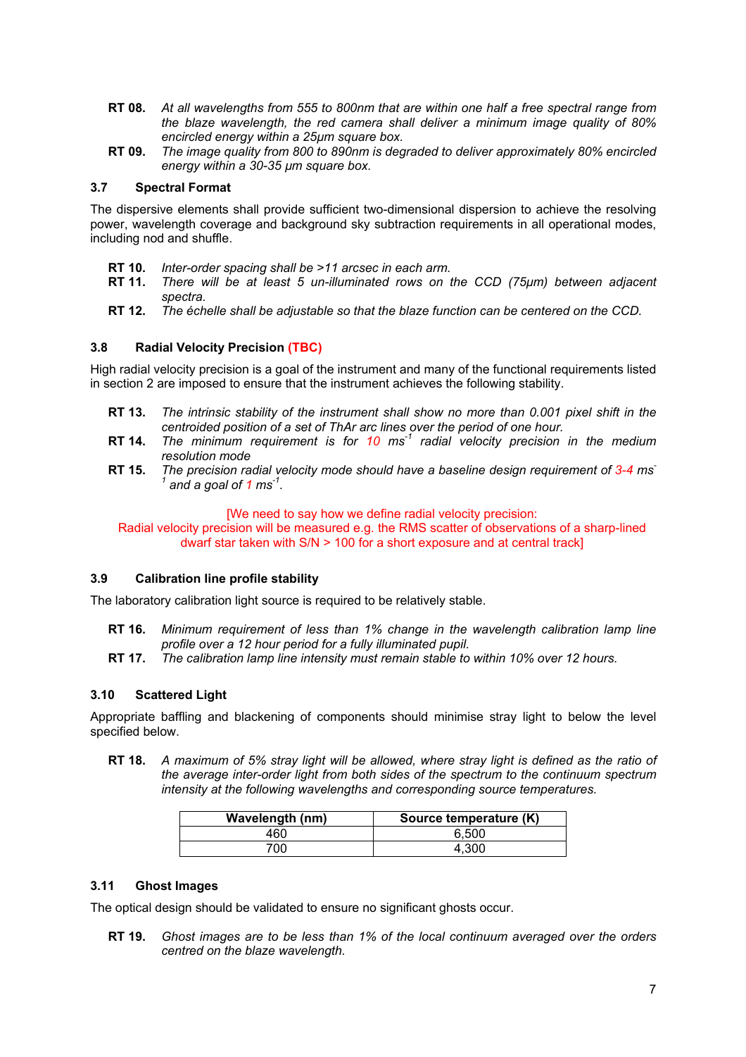**RT 08.** *At all wavelengths from 555 to 800nm that are within one half a free spectral range from the blaze wavelength, the red camera shall deliver a minimum image quality of 80% encircled energy within a 25µm square box.*

**RT 09.** *The image quality from 800 to 890nm is degraded to deliver approximately 80% encircled energy within a 30-35 µm square box.*

### 3.7 Spectral Format

The dispersive elements shall provide sufficient two-dimensional dispersion to achieve the resolving power, wavelength coverage and background sky subtraction requirements in all operational modes, including nod and shuffle.

**RT 10.** *Inter-order spacing shall be >11 arcsec in each arm.*

**RT 11.** *There will be at least 5 un-illuminated rows on the CCD (75µm) between adjacent spectra.*

**RT 12.** *The échelle shall be adjustable so that the blaze function can be centered on the CCD.*

### 3.8 Radial Velocity Precision (TBC)

High radial velocity precision is a goal of the instrument and many of the functional requirements listed in section 2 are imposed to ensure that the instrument achieves the following stability.

**RT 13.** *The intrinsic stability of the instrument shall show no more than 0.001 pixel shift in the centroided position of a set of ThAr arc lines over the period of one hour.*

**RT 14.** *The minimum requirement is for 10 ms$^{-1}$ radial velocity precision in the medium resolution mode*

**RT 15.** *The precision radial velocity mode should have a baseline design requirement of 3-4 ms$^{-1}$ and a goal of 1 ms$^{-1}$.*

[We need to say how we define radial velocity precision:
Radial velocity precision will be measured e.g. the RMS scatter of observations of a sharp-lined dwarf star taken with S/N > 100 for a short exposure and at central track]

### 3.9 Calibration line profile stability

The laboratory calibration light source is required to be relatively stable.

**RT 16.** *Minimum requirement of less than 1% change in the wavelength calibration lamp line profile over a 12 hour period for a fully illuminated pupil.*

**RT 17.** *The calibration lamp line intensity must remain stable to within 10% over 12 hours.*

### 3.10 Scattered Light

Appropriate baffling and blackening of components should minimise stray light to below the level specified below.

**RT 18.** *A maximum of 5% stray light will be allowed, where stray light is defined as the ratio of the average inter-order light from both sides of the spectrum to the continuum spectrum intensity at the following wavelengths and corresponding source temperatures.*

| Wavelength (nm) | Source temperature (K) |
|---|---|
| 460 | 6,500 |
| 700 | 4,300 |

### 3.11 Ghost Images

The optical design should be validated to ensure no significant ghosts occur.

**RT 19.** *Ghost images are to be less than 1% of the local continuum averaged over the orders centred on the blaze wavelength.*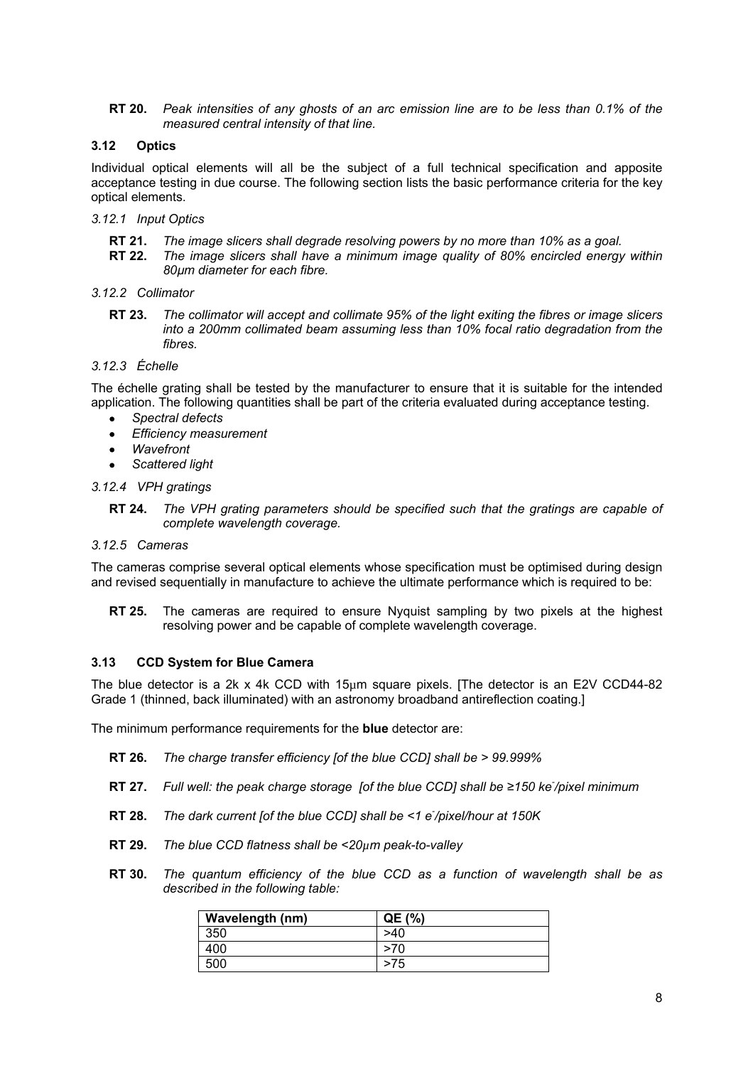**RT 20.** *Peak intensities of any ghosts of an arc emission line are to be less than 0.1% of the measured central intensity of that line.*

### 3.12 Optics

Individual optical elements will all be the subject of a full technical specification and apposite acceptance testing in due course. The following section lists the basic performance criteria for the key optical elements.

#### *3.12.1 Input Optics*

**RT 21.** *The image slicers shall degrade resolving powers by no more than 10% as a goal.*
**RT 22.** *The image slicers shall have a minimum image quality of 80% encircled energy within 80µm diameter for each fibre.*

#### *3.12.2 Collimator*

**RT 23.** *The collimator will accept and collimate 95% of the light exiting the fibres or image slicers into a 200mm collimated beam assuming less than 10% focal ratio degradation from the fibres.*

#### *3.12.3 Échelle*

The échelle grating shall be tested by the manufacturer to ensure that it is suitable for the intended application. The following quantities shall be part of the criteria evaluated during acceptance testing.

- *Spectral defects*
- *Efficiency measurement*
- *Wavefront*
- *Scattered light*

#### *3.12.4 VPH gratings*

**RT 24.** *The VPH grating parameters should be specified such that the gratings are capable of complete wavelength coverage.*

#### *3.12.5 Cameras*

The cameras comprise several optical elements whose specification must be optimised during design and revised sequentially in manufacture to achieve the ultimate performance which is required to be:

**RT 25.** The cameras are required to ensure Nyquist sampling by two pixels at the highest resolving power and be capable of complete wavelength coverage.

### 3.13 CCD System for Blue Camera

The blue detector is a 2k x 4k CCD with 15µm square pixels. [The detector is an E2V CCD44-82 Grade 1 (thinned, back illuminated) with an astronomy broadband antireflection coating.]

The minimum performance requirements for the **blue** detector are:

**RT 26.** *The charge transfer efficiency [of the blue CCD] shall be > 99.999%*

**RT 27.** *Full well: the peak charge storage [of the blue CCD] shall be ≥150 ke$^-$/pixel minimum*

**RT 28.** *The dark current [of the blue CCD] shall be <1 e$^-$/pixel/hour at 150K*

**RT 29.** *The blue CCD flatness shall be <20µm peak-to-valley*

**RT 30.** *The quantum efficiency of the blue CCD as a function of wavelength shall be as described in the following table:*

| Wavelength (nm) | QE (%) |
|---|---|
| 350 | >40 |
| 400 | >70 |
| 500 | >75 |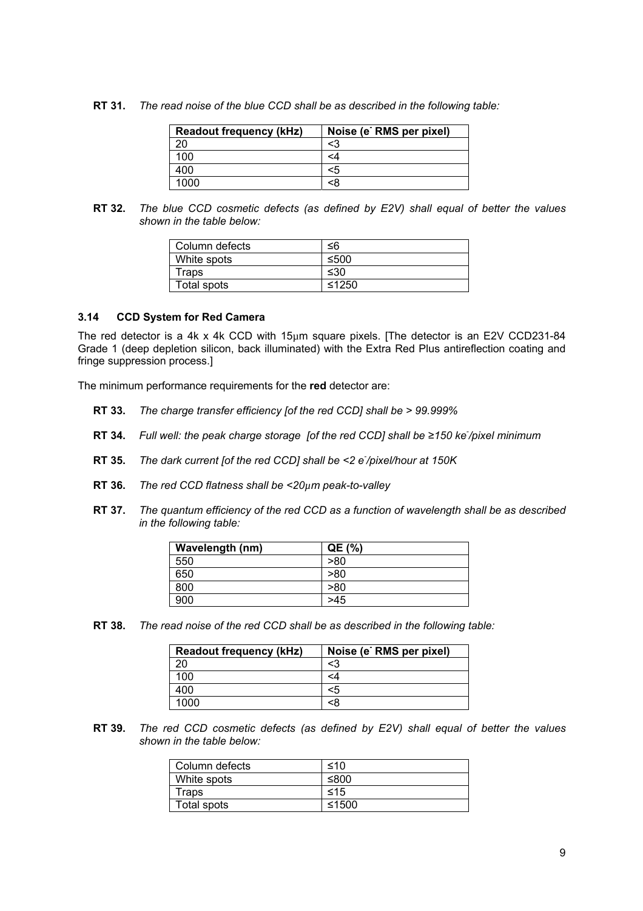**RT 31.** *The read noise of the blue CCD shall be as described in the following table:*

| Readout frequency (kHz) | Noise ($e^-$ RMS per pixel) |
|---|---|
| 20 | <3 |
| 100 | <4 |
| 400 | <5 |
| 1000 | <8 |

**RT 32.** *The blue CCD cosmetic defects (as defined by E2V) shall equal of better the values shown in the table below:*

| | |
|---|---|
| Column defects | ≤6 |
| White spots | ≤500 |
| Traps | ≤30 |
| Total spots | ≤1250 |

### 3.14 CCD System for Red Camera

The red detector is a 4k x 4k CCD with 15μm square pixels. [The detector is an E2V CCD231-84 Grade 1 (deep depletion silicon, back illuminated) with the Extra Red Plus antireflection coating and fringe suppression process.]

The minimum performance requirements for the **red** detector are:

**RT 33.** *The charge transfer efficiency [of the red CCD] shall be > 99.999%*

**RT 34.** *Full well: the peak charge storage [of the red CCD] shall be ≥150 k$e^-$/pixel minimum*

**RT 35.** *The dark current [of the red CCD] shall be <2 $e^-$/pixel/hour at 150K*

**RT 36.** *The red CCD flatness shall be <20μm peak-to-valley*

**RT 37.** *The quantum efficiency of the red CCD as a function of wavelength shall be as described in the following table:*

| Wavelength (nm) | QE (%) |
|---|---|
| 550 | >80 |
| 650 | >80 |
| 800 | >80 |
| 900 | >45 |

**RT 38.** *The read noise of the red CCD shall be as described in the following table:*

| Readout frequency (kHz) | Noise ($e^-$ RMS per pixel) |
|---|---|
| 20 | <3 |
| 100 | <4 |
| 400 | <5 |
| 1000 | <8 |

**RT 39.** *The red CCD cosmetic defects (as defined by E2V) shall equal of better the values shown in the table below:*

| | |
|---|---|
| Column defects | ≤10 |
| White spots | ≤800 |
| Traps | ≤15 |
| Total spots | ≤1500 |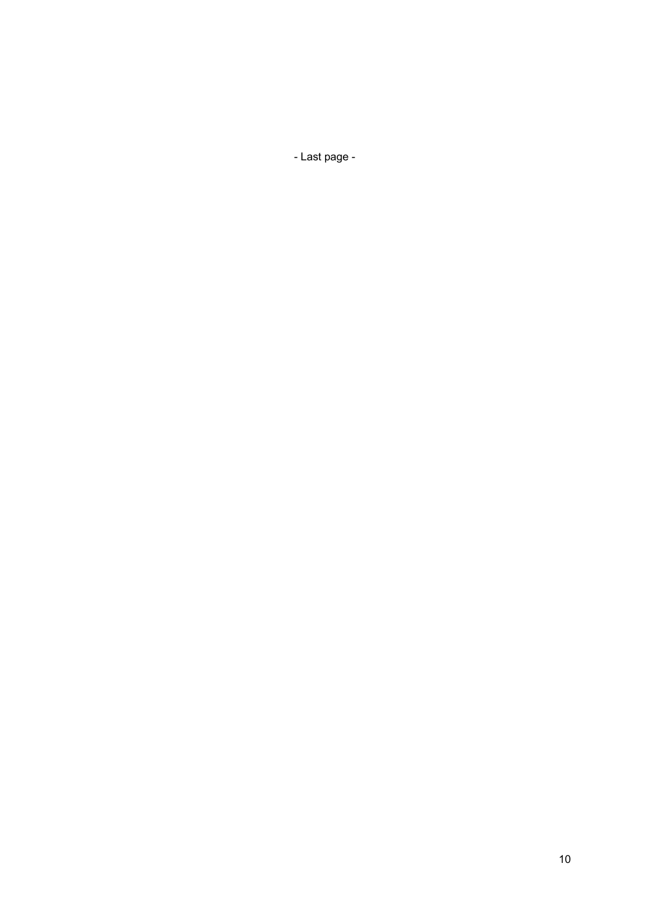- Last page -